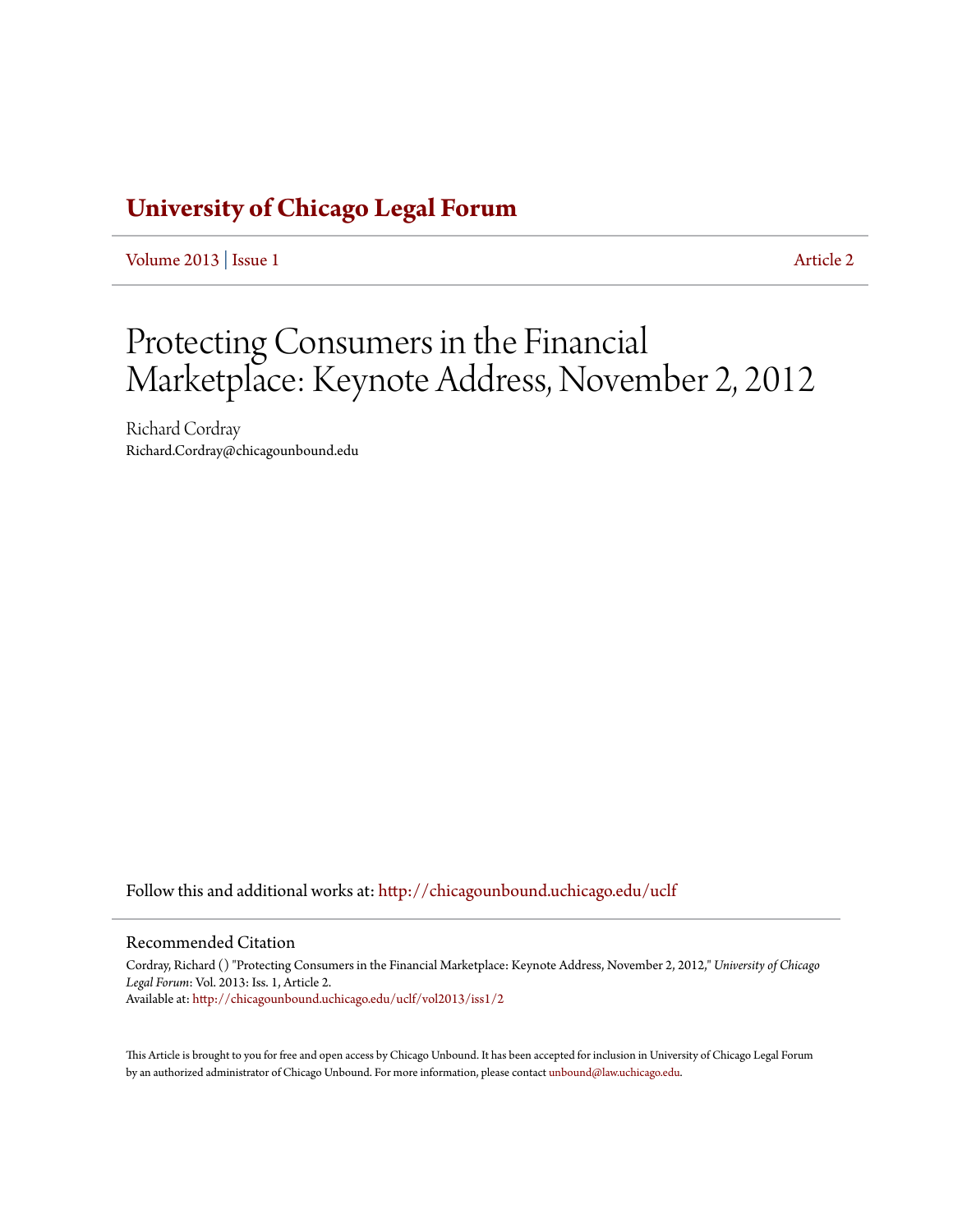# University of Chicago Legal Forum

Volume 2013 | Issue 1 Article 2

# Protecting Consumers in the Financial Marketplace: Keynote Address, November 2, 2012

Richard Cordray
Richard.Cordray@chicagounbound.edu

Follow this and additional works at: http://chicagounbound.uchicago.edu/uclf

## Recommended Citation

Cordray, Richard () "Protecting Consumers in the Financial Marketplace: Keynote Address, November 2, 2012," *University of Chicago Legal Forum*: Vol. 2013: Iss. 1, Article 2.
Available at: http://chicagounbound.uchicago.edu/uclf/vol2013/iss1/2

This Article is brought to you for free and open access by Chicago Unbound. It has been accepted for inclusion in University of Chicago Legal Forum by an authorized administrator of Chicago Unbound. For more information, please contact unbound@law.uchicago.edu.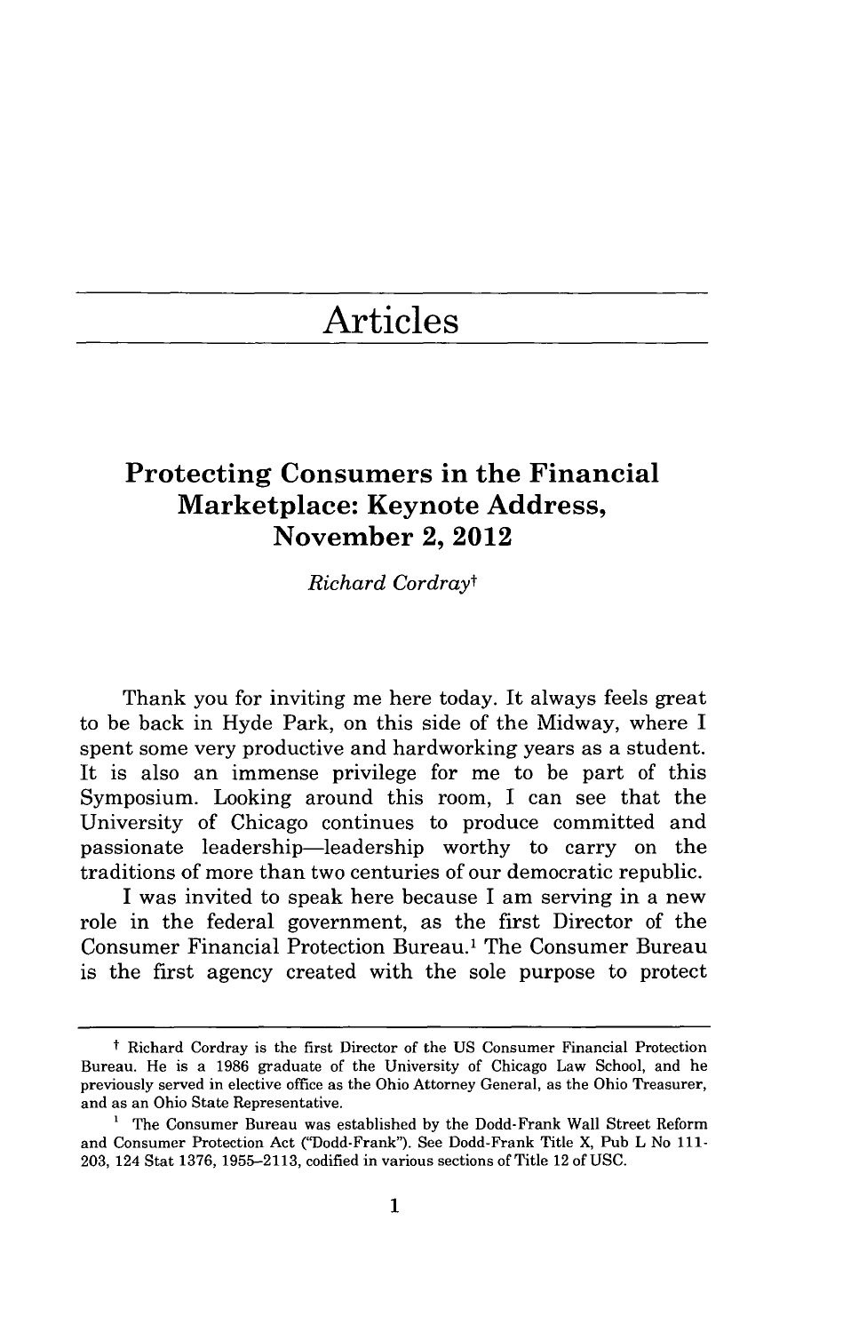# Articles

## Protecting Consumers in the Financial Marketplace: Keynote Address, November 2, 2012

*Richard Cordray*[†]

Thank you for inviting me here today. It always feels great to be back in Hyde Park, on this side of the Midway, where I spent some very productive and hardworking years as a student. It is also an immense privilege for me to be part of this Symposium. Looking around this room, I can see that the University of Chicago continues to produce committed and passionate leadership—leadership worthy to carry on the traditions of more than two centuries of our democratic republic.

I was invited to speak here because I am serving in a new role in the federal government, as the first Director of the Consumer Financial Protection Bureau.[1] The Consumer Bureau is the first agency created with the sole purpose to protect

---

[†] Richard Cordray is the first Director of the US Consumer Financial Protection Bureau. He is a 1986 graduate of the University of Chicago Law School, and he previously served in elective office as the Ohio Attorney General, as the Ohio Treasurer, and as an Ohio State Representative.

[1] The Consumer Bureau was established by the Dodd-Frank Wall Street Reform and Consumer Protection Act ("Dodd-Frank"). See Dodd-Frank Title X, Pub L No 111-203, 124 Stat 1376, 1955–2113, codified in various sections of Title 12 of USC.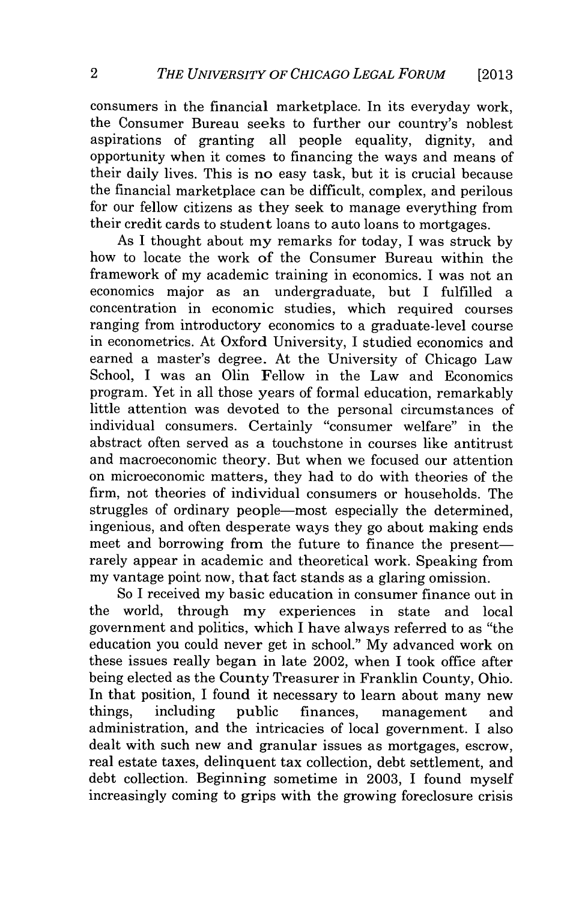consumers in the financial marketplace. In its everyday work, the Consumer Bureau seeks to further our country's noblest aspirations of granting all people equality, dignity, and opportunity when it comes to financing the ways and means of their daily lives. This is no easy task, but it is crucial because the financial marketplace can be difficult, complex, and perilous for our fellow citizens as they seek to manage everything from their credit cards to student loans to auto loans to mortgages.

As I thought about my remarks for today, I was struck by how to locate the work of the Consumer Bureau within the framework of my academic training in economics. I was not an economics major as an undergraduate, but I fulfilled a concentration in economic studies, which required courses ranging from introductory economics to a graduate-level course in econometrics. At Oxford University, I studied economics and earned a master's degree. At the University of Chicago Law School, I was an Olin Fellow in the Law and Economics program. Yet in all those years of formal education, remarkably little attention was devoted to the personal circumstances of individual consumers. Certainly "consumer welfare" in the abstract often served as a touchstone in courses like antitrust and macroeconomic theory. But when we focused our attention on microeconomic matters, they had to do with theories of the firm, not theories of individual consumers or households. The struggles of ordinary people—most especially the determined, ingenious, and often desperate ways they go about making ends meet and borrowing from the future to finance the present—rarely appear in academic and theoretical work. Speaking from my vantage point now, that fact stands as a glaring omission.

So I received my basic education in consumer finance out in the world, through my experiences in state and local government and politics, which I have always referred to as "the education you could never get in school." My advanced work on these issues really began in late 2002, when I took office after being elected as the County Treasurer in Franklin County, Ohio. In that position, I found it necessary to learn about many new things, including public finances, management and administration, and the intricacies of local government. I also dealt with such new and granular issues as mortgages, escrow, real estate taxes, delinquent tax collection, debt settlement, and debt collection. Beginning sometime in 2003, I found myself increasingly coming to grips with the growing foreclosure crisis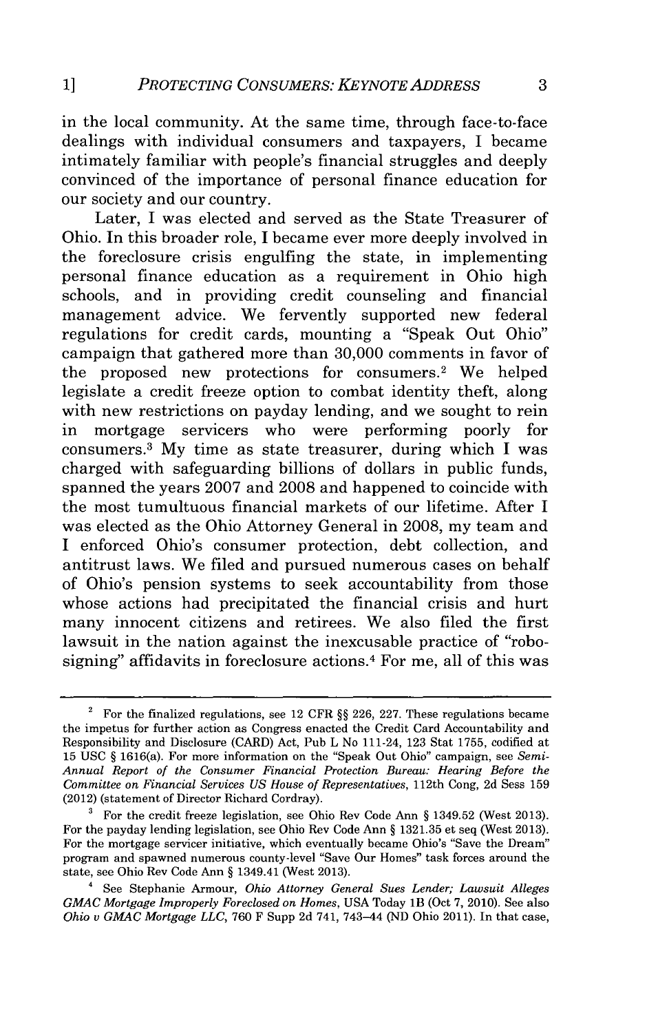in the local community. At the same time, through face-to-face dealings with individual consumers and taxpayers, I became intimately familiar with people's financial struggles and deeply convinced of the importance of personal finance education for our society and our country.

Later, I was elected and served as the State Treasurer of Ohio. In this broader role, I became ever more deeply involved in the foreclosure crisis engulfing the state, in implementing personal finance education as a requirement in Ohio high schools, and in providing credit counseling and financial management advice. We fervently supported new federal regulations for credit cards, mounting a "Speak Out Ohio" campaign that gathered more than 30,000 comments in favor of the proposed new protections for consumers.[2] We helped legislate a credit freeze option to combat identity theft, along with new restrictions on payday lending, and we sought to rein in mortgage servicers who were performing poorly for consumers.[3] My time as state treasurer, during which I was charged with safeguarding billions of dollars in public funds, spanned the years 2007 and 2008 and happened to coincide with the most tumultuous financial markets of our lifetime. After I was elected as the Ohio Attorney General in 2008, my team and I enforced Ohio's consumer protection, debt collection, and antitrust laws. We filed and pursued numerous cases on behalf of Ohio's pension systems to seek accountability from those whose actions had precipitated the financial crisis and hurt many innocent citizens and retirees. We also filed the first lawsuit in the nation against the inexcusable practice of "robo-signing" affidavits in foreclosure actions.[4] For me, all of this was

---

[2] For the finalized regulations, see 12 CFR §§ 226, 227. These regulations became the impetus for further action as Congress enacted the Credit Card Accountability and Responsibility and Disclosure (CARD) Act, Pub L No 111-24, 123 Stat 1755, codified at 15 USC § 1616(a). For more information on the "Speak Out Ohio" campaign, see *Semi-Annual Report of the Consumer Financial Protection Bureau: Hearing Before the Committee on Financial Services US House of Representatives*, 112th Cong, 2d Sess 159 (2012) (statement of Director Richard Cordray).

[3] For the credit freeze legislation, see Ohio Rev Code Ann § 1349.52 (West 2013). For the payday lending legislation, see Ohio Rev Code Ann § 1321.35 et seq (West 2013). For the mortgage servicer initiative, which eventually became Ohio's "Save the Dream" program and spawned numerous county-level "Save Our Homes" task forces around the state, see Ohio Rev Code Ann § 1349.41 (West 2013).

[4] See Stephanie Armour, *Ohio Attorney General Sues Lender; Lawsuit Alleges GMAC Mortgage Improperly Foreclosed on Homes*, USA Today 1B (Oct 7, 2010). See also *Ohio v GMAC Mortgage LLC*, 760 F Supp 2d 741, 743–44 (ND Ohio 2011). In that case,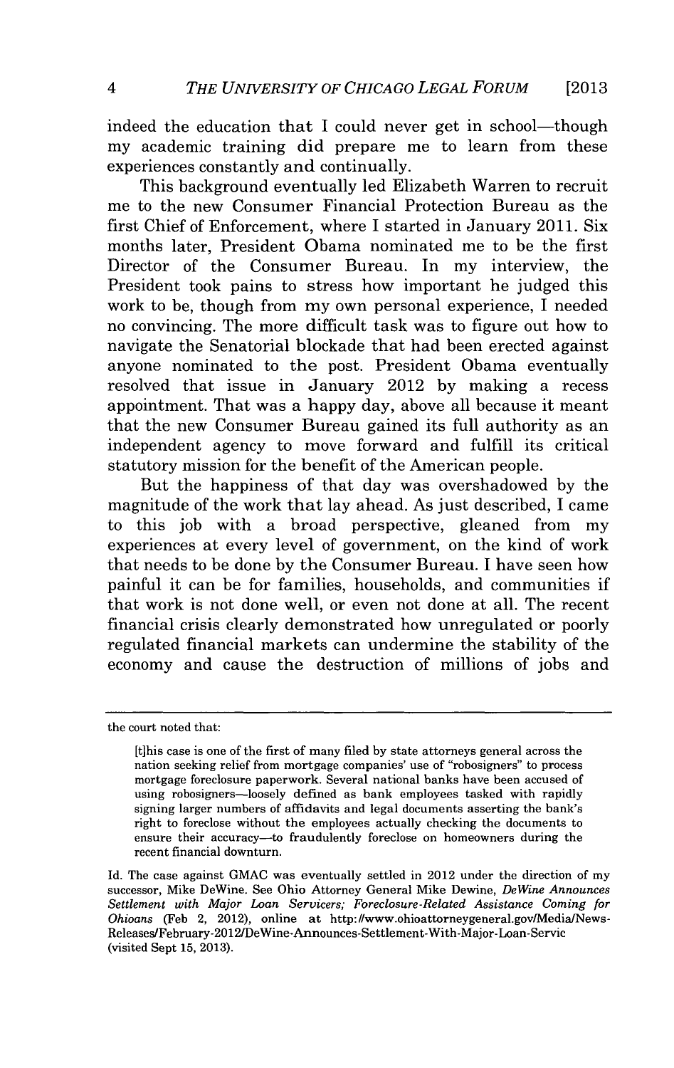indeed the education that I could never get in school—though my academic training did prepare me to learn from these experiences constantly and continually.

This background eventually led Elizabeth Warren to recruit me to the new Consumer Financial Protection Bureau as the first Chief of Enforcement, where I started in January 2011. Six months later, President Obama nominated me to be the first Director of the Consumer Bureau. In my interview, the President took pains to stress how important he judged this work to be, though from my own personal experience, I needed no convincing. The more difficult task was to figure out how to navigate the Senatorial blockade that had been erected against anyone nominated to the post. President Obama eventually resolved that issue in January 2012 by making a recess appointment. That was a happy day, above all because it meant that the new Consumer Bureau gained its full authority as an independent agency to move forward and fulfill its critical statutory mission for the benefit of the American people.

But the happiness of that day was overshadowed by the magnitude of the work that lay ahead. As just described, I came to this job with a broad perspective, gleaned from my experiences at every level of government, on the kind of work that needs to be done by the Consumer Bureau. I have seen how painful it can be for families, households, and communities if that work is not done well, or even not done at all. The recent financial crisis clearly demonstrated how unregulated or poorly regulated financial markets can undermine the stability of the economy and cause the destruction of millions of jobs and

---

the court noted that:

> [t]his case is one of the first of many filed by state attorneys general across the nation seeking relief from mortgage companies' use of "robosigners" to process mortgage foreclosure paperwork. Several national banks have been accused of using robosigners—loosely defined as bank employees tasked with rapidly signing larger numbers of affidavits and legal documents asserting the bank's right to foreclose without the employees actually checking the documents to ensure their accuracy—to fraudulently foreclose on homeowners during the recent financial downturn.

Id. The case against GMAC was eventually settled in 2012 under the direction of my successor, Mike DeWine. See Ohio Attorney General Mike Dewine, *DeWine Announces Settlement with Major Loan Servicers; Foreclosure-Related Assistance Coming for Ohioans* (Feb 2, 2012), online at http://www.ohioattorneygeneral.gov/Media/News-Releases/February-2012/DeWine-Announces-Settlement-With-Major-Loan-Servic (visited Sept 15, 2013).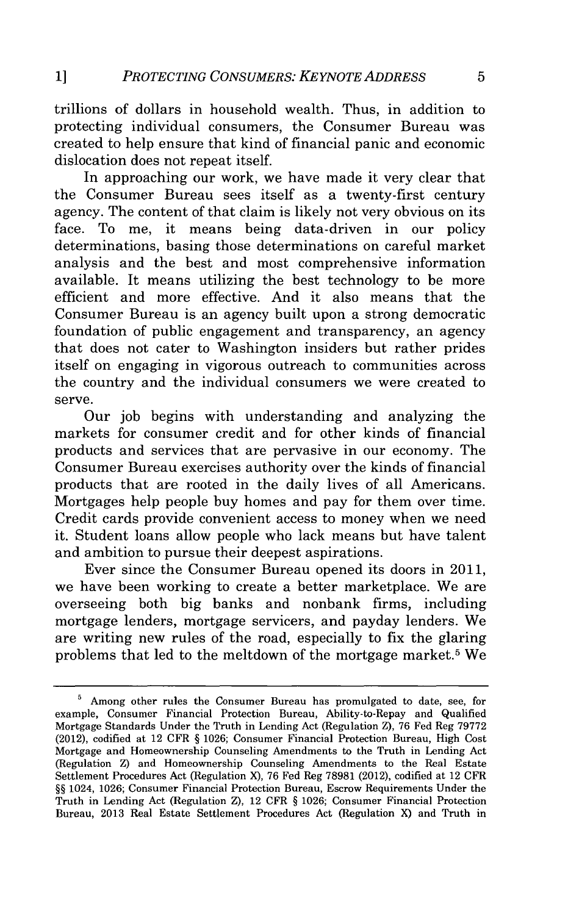trillions of dollars in household wealth. Thus, in addition to protecting individual consumers, the Consumer Bureau was created to help ensure that kind of financial panic and economic dislocation does not repeat itself.

In approaching our work, we have made it very clear that the Consumer Bureau sees itself as a twenty-first century agency. The content of that claim is likely not very obvious on its face. To me, it means being data-driven in our policy determinations, basing those determinations on careful market analysis and the best and most comprehensive information available. It means utilizing the best technology to be more efficient and more effective. And it also means that the Consumer Bureau is an agency built upon a strong democratic foundation of public engagement and transparency, an agency that does not cater to Washington insiders but rather prides itself on engaging in vigorous outreach to communities across the country and the individual consumers we were created to serve.

Our job begins with understanding and analyzing the markets for consumer credit and for other kinds of financial products and services that are pervasive in our economy. The Consumer Bureau exercises authority over the kinds of financial products that are rooted in the daily lives of all Americans. Mortgages help people buy homes and pay for them over time. Credit cards provide convenient access to money when we need it. Student loans allow people who lack means but have talent and ambition to pursue their deepest aspirations.

Ever since the Consumer Bureau opened its doors in 2011, we have been working to create a better marketplace. We are overseeing both big banks and nonbank firms, including mortgage lenders, mortgage servicers, and payday lenders. We are writing new rules of the road, especially to fix the glaring problems that led to the meltdown of the mortgage market.[5] We

---

[5] Among other rules the Consumer Bureau has promulgated to date, see, for example, Consumer Financial Protection Bureau, Ability-to-Repay and Qualified Mortgage Standards Under the Truth in Lending Act (Regulation Z), 76 Fed Reg 79772 (2012), codified at 12 CFR § 1026; Consumer Financial Protection Bureau, High Cost Mortgage and Homeownership Counseling Amendments to the Truth in Lending Act (Regulation Z) and Homeownership Counseling Amendments to the Real Estate Settlement Procedures Act (Regulation X), 76 Fed Reg 78981 (2012), codified at 12 CFR §§ 1024, 1026; Consumer Financial Protection Bureau, Escrow Requirements Under the Truth in Lending Act (Regulation Z), 12 CFR § 1026; Consumer Financial Protection Bureau, 2013 Real Estate Settlement Procedures Act (Regulation X) and Truth in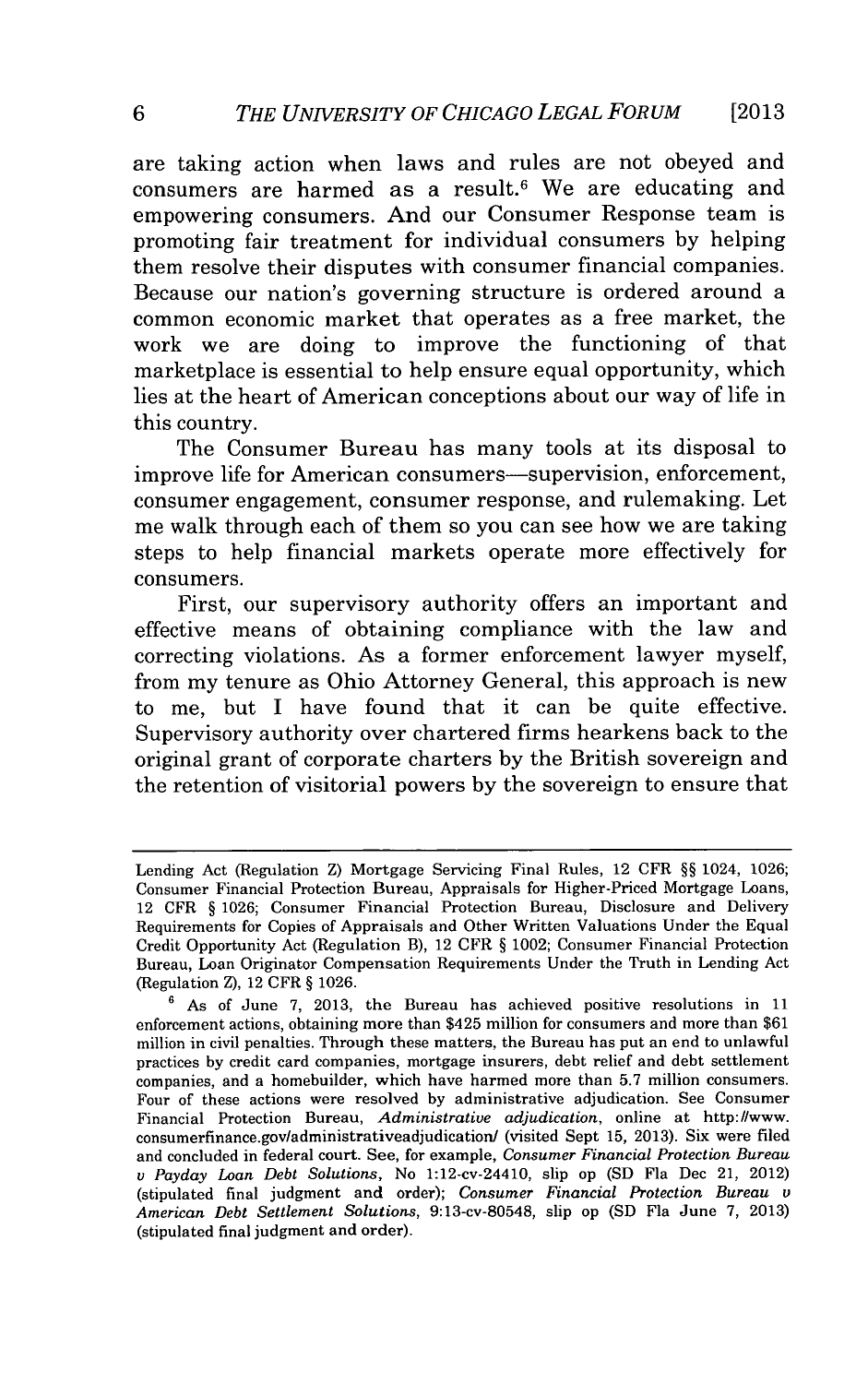are taking action when laws and rules are not obeyed and consumers are harmed as a result.[6] We are educating and empowering consumers. And our Consumer Response team is promoting fair treatment for individual consumers by helping them resolve their disputes with consumer financial companies. Because our nation's governing structure is ordered around a common economic market that operates as a free market, the work we are doing to improve the functioning of that marketplace is essential to help ensure equal opportunity, which lies at the heart of American conceptions about our way of life in this country.

The Consumer Bureau has many tools at its disposal to improve life for American consumers—supervision, enforcement, consumer engagement, consumer response, and rulemaking. Let me walk through each of them so you can see how we are taking steps to help financial markets operate more effectively for consumers.

First, our supervisory authority offers an important and effective means of obtaining compliance with the law and correcting violations. As a former enforcement lawyer myself, from my tenure as Ohio Attorney General, this approach is new to me, but I have found that it can be quite effective. Supervisory authority over chartered firms hearkens back to the original grant of corporate charters by the British sovereign and the retention of visitorial powers by the sovereign to ensure that

---

Lending Act (Regulation Z) Mortgage Servicing Final Rules, 12 CFR §§ 1024, 1026; Consumer Financial Protection Bureau, Appraisals for Higher-Priced Mortgage Loans, 12 CFR § 1026; Consumer Financial Protection Bureau, Disclosure and Delivery Requirements for Copies of Appraisals and Other Written Valuations Under the Equal Credit Opportunity Act (Regulation B), 12 CFR § 1002; Consumer Financial Protection Bureau, Loan Originator Compensation Requirements Under the Truth in Lending Act (Regulation Z), 12 CFR § 1026.

[6] As of June 7, 2013, the Bureau has achieved positive resolutions in 11 enforcement actions, obtaining more than $425 million for consumers and more than $61 million in civil penalties. Through these matters, the Bureau has put an end to unlawful practices by credit card companies, mortgage insurers, debt relief and debt settlement companies, and a homebuilder, which have harmed more than 5.7 million consumers. Four of these actions were resolved by administrative adjudication. See Consumer Financial Protection Bureau, *Administrative adjudication*, online at http://www.consumerfinance.gov/administrativeadjudication/ (visited Sept 15, 2013). Six were filed and concluded in federal court. See, for example, *Consumer Financial Protection Bureau v Payday Loan Debt Solutions*, No 1:12-cv-24410, slip op (SD Fla Dec 21, 2012) (stipulated final judgment and order); *Consumer Financial Protection Bureau v American Debt Settlement Solutions*, 9:13-cv-80548, slip op (SD Fla June 7, 2013) (stipulated final judgment and order).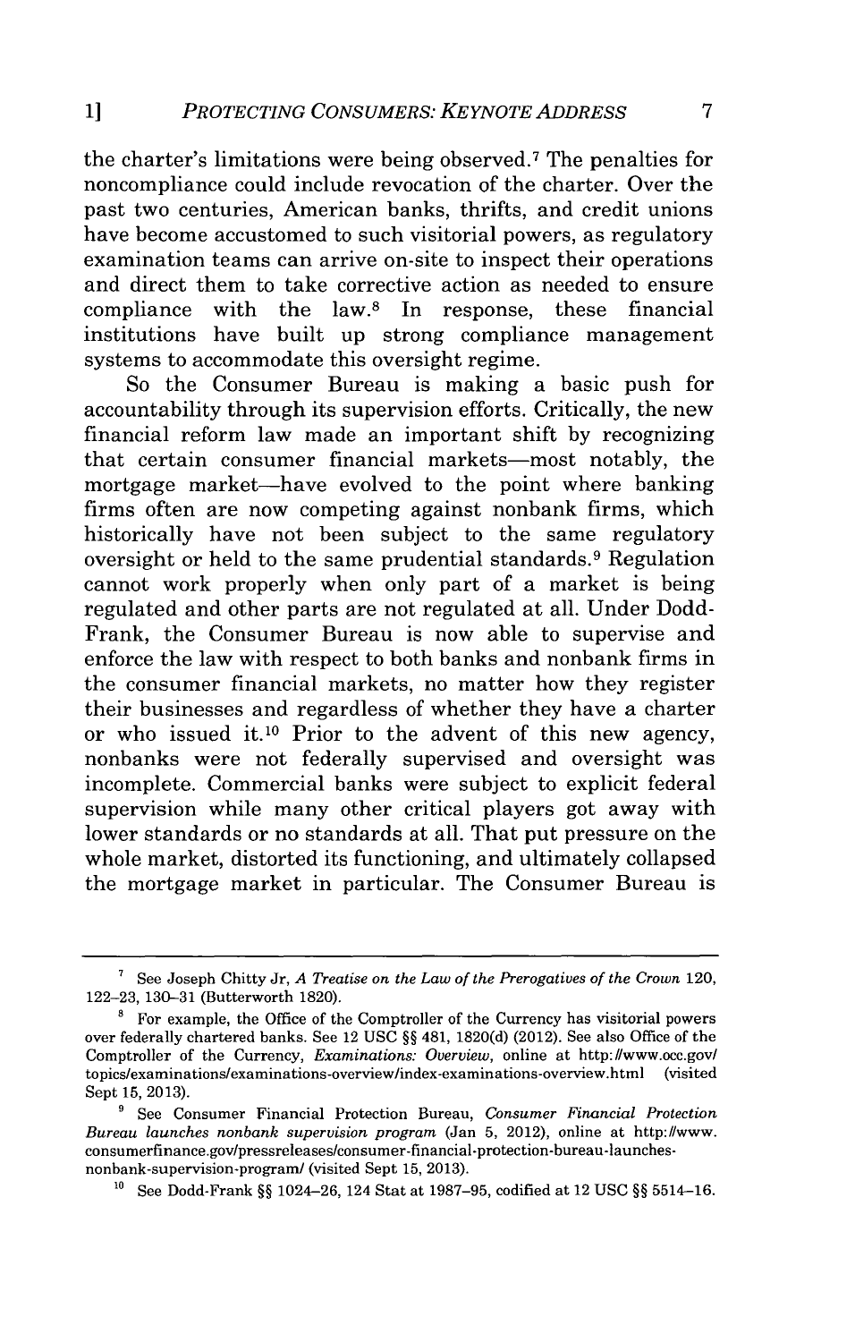the charter's limitations were being observed.[7] The penalties for noncompliance could include revocation of the charter. Over the past two centuries, American banks, thrifts, and credit unions have become accustomed to such visitorial powers, as regulatory examination teams can arrive on-site to inspect their operations and direct them to take corrective action as needed to ensure compliance with the law.[8] In response, these financial institutions have built up strong compliance management systems to accommodate this oversight regime.

So the Consumer Bureau is making a basic push for accountability through its supervision efforts. Critically, the new financial reform law made an important shift by recognizing that certain consumer financial markets—most notably, the mortgage market—have evolved to the point where banking firms often are now competing against nonbank firms, which historically have not been subject to the same regulatory oversight or held to the same prudential standards.[9] Regulation cannot work properly when only part of a market is being regulated and other parts are not regulated at all. Under Dodd-Frank, the Consumer Bureau is now able to supervise and enforce the law with respect to both banks and nonbank firms in the consumer financial markets, no matter how they register their businesses and regardless of whether they have a charter or who issued it.[10] Prior to the advent of this new agency, nonbanks were not federally supervised and oversight was incomplete. Commercial banks were subject to explicit federal supervision while many other critical players got away with lower standards or no standards at all. That put pressure on the whole market, distorted its functioning, and ultimately collapsed the mortgage market in particular. The Consumer Bureau is

---

[7] See Joseph Chitty Jr, *A Treatise on the Law of the Prerogatives of the Crown* 120, 122–23, 130–31 (Butterworth 1820).

[8] For example, the Office of the Comptroller of the Currency has visitorial powers over federally chartered banks. See 12 USC §§ 481, 1820(d) (2012). See also Office of the Comptroller of the Currency, *Examinations: Overview*, online at http://www.occ.gov/topics/examinations/examinations-overview/index-examinations-overview.html (visited Sept 15, 2013).

[9] See Consumer Financial Protection Bureau, *Consumer Financial Protection Bureau launches nonbank supervision program* (Jan 5, 2012), online at http://www.consumerfinance.gov/pressreleases/consumer-financial-protection-bureau-launches-nonbank-supervision-program/ (visited Sept 15, 2013).

[10] See Dodd-Frank §§ 1024–26, 124 Stat at 1987–95, codified at 12 USC §§ 5514–16.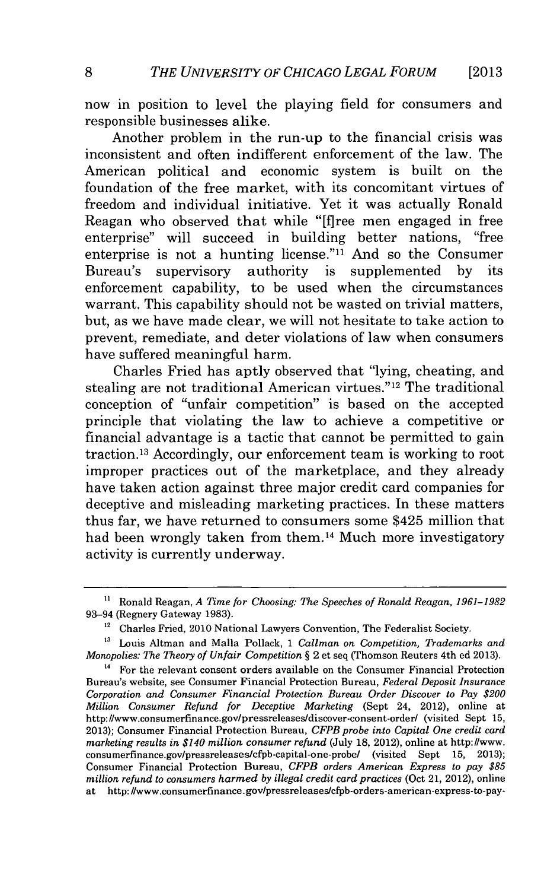now in position to level the playing field for consumers and responsible businesses alike.

Another problem in the run-up to the financial crisis was inconsistent and often indifferent enforcement of the law. The American political and economic system is built on the foundation of the free market, with its concomitant virtues of freedom and individual initiative. Yet it was actually Ronald Reagan who observed that while "[f]ree men engaged in free enterprise" will succeed in building better nations, "free enterprise is not a hunting license."[11] And so the Consumer Bureau's supervisory authority is supplemented by its enforcement capability, to be used when the circumstances warrant. This capability should not be wasted on trivial matters, but, as we have made clear, we will not hesitate to take action to prevent, remediate, and deter violations of law when consumers have suffered meaningful harm.

Charles Fried has aptly observed that "lying, cheating, and stealing are not traditional American virtues."[12] The traditional conception of "unfair competition" is based on the accepted principle that violating the law to achieve a competitive or financial advantage is a tactic that cannot be permitted to gain traction.[13] Accordingly, our enforcement team is working to root improper practices out of the marketplace, and they already have taken action against three major credit card companies for deceptive and misleading marketing practices. In these matters thus far, we have returned to consumers some $425 million that had been wrongly taken from them.[14] Much more investigatory activity is currently underway.

---

[11] Ronald Reagan, *A Time for Choosing: The Speeches of Ronald Reagan, 1961–1982* 93–94 (Regnery Gateway 1983).

[12] Charles Fried, 2010 National Lawyers Convention, The Federalist Society.

[13] Louis Altman and Malla Pollack, 1 *Callman on Competition, Trademarks and Monopolies: The Theory of Unfair Competition* § 2 et seq (Thomson Reuters 4th ed 2013).

[14] For the relevant consent orders available on the Consumer Financial Protection Bureau's website, see Consumer Financial Protection Bureau, *Federal Deposit Insurance Corporation and Consumer Financial Protection Bureau Order Discover to Pay $200 Million Consumer Refund for Deceptive Marketing* (Sept 24, 2012), online at http://www.consumerfinance.gov/pressreleases/discover-consent-order/ (visited Sept 15, 2013); Consumer Financial Protection Bureau, *CFPB probe into Capital One credit card marketing results in $140 million consumer refund* (July 18, 2012), online at http://www.consumerfinance.gov/pressreleases/cfpb-capital-one-probe/ (visited Sept 15, 2013); Consumer Financial Protection Bureau, *CFPB orders American Express to pay $85 million refund to consumers harmed by illegal credit card practices* (Oct 21, 2012), online at http://www.consumerfinance.gov/pressreleases/cfpb-orders-american-express-to-pay-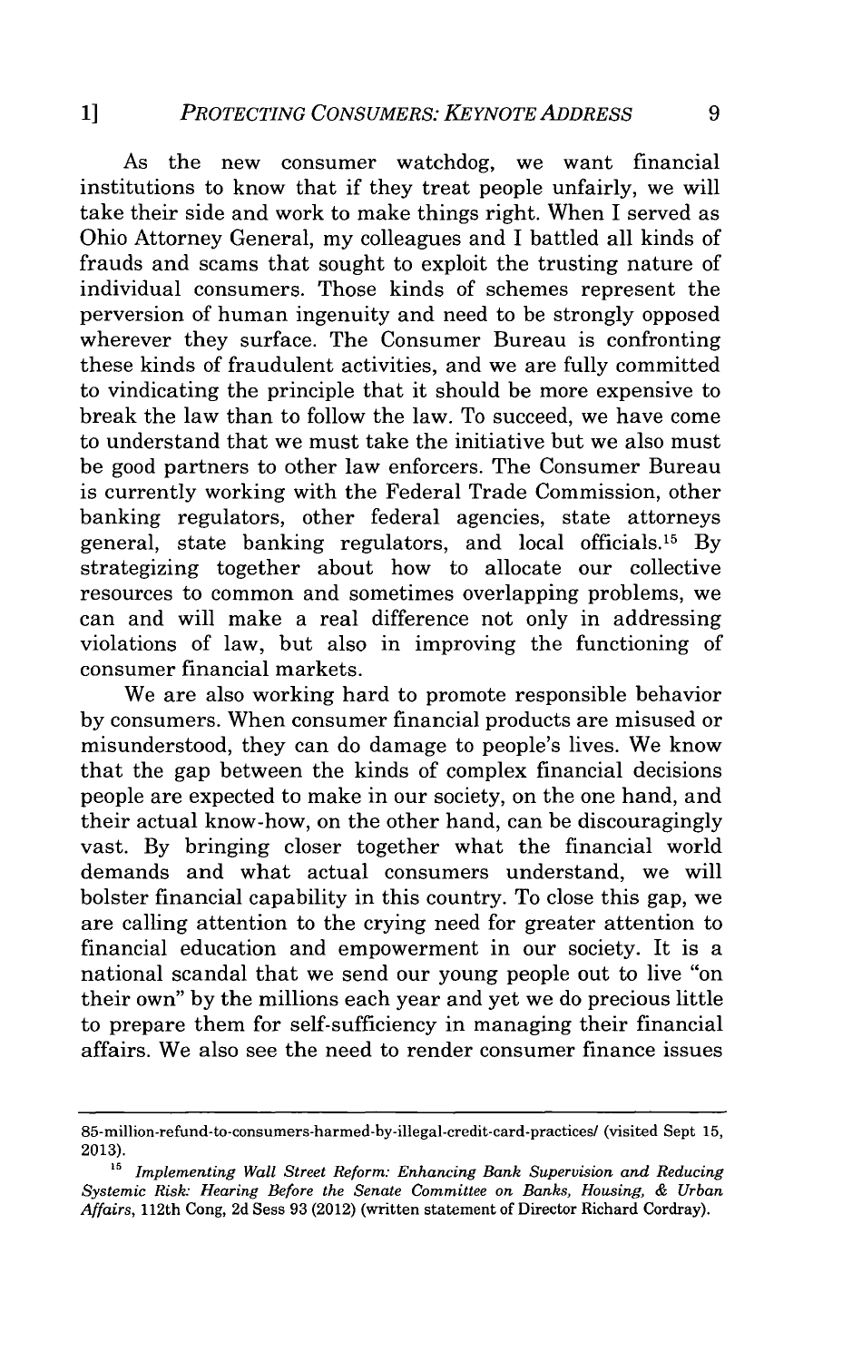As the new consumer watchdog, we want financial institutions to know that if they treat people unfairly, we will take their side and work to make things right. When I served as Ohio Attorney General, my colleagues and I battled all kinds of frauds and scams that sought to exploit the trusting nature of individual consumers. Those kinds of schemes represent the perversion of human ingenuity and need to be strongly opposed wherever they surface. The Consumer Bureau is confronting these kinds of fraudulent activities, and we are fully committed to vindicating the principle that it should be more expensive to break the law than to follow the law. To succeed, we have come to understand that we must take the initiative but we also must be good partners to other law enforcers. The Consumer Bureau is currently working with the Federal Trade Commission, other banking regulators, other federal agencies, state attorneys general, state banking regulators, and local officials.[15] By strategizing together about how to allocate our collective resources to common and sometimes overlapping problems, we can and will make a real difference not only in addressing violations of law, but also in improving the functioning of consumer financial markets.

We are also working hard to promote responsible behavior by consumers. When consumer financial products are misused or misunderstood, they can do damage to people's lives. We know that the gap between the kinds of complex financial decisions people are expected to make in our society, on the one hand, and their actual know-how, on the other hand, can be discouragingly vast. By bringing closer together what the financial world demands and what actual consumers understand, we will bolster financial capability in this country. To close this gap, we are calling attention to the crying need for greater attention to financial education and empowerment in our society. It is a national scandal that we send our young people out to live "on their own" by the millions each year and yet we do precious little to prepare them for self-sufficiency in managing their financial affairs. We also see the need to render consumer finance issues

---

85-million-refund-to-consumers-harmed-by-illegal-credit-card-practices/ (visited Sept 15, 2013).

[15] *Implementing Wall Street Reform: Enhancing Bank Supervision and Reducing Systemic Risk: Hearing Before the Senate Committee on Banks, Housing, & Urban Affairs*, 112th Cong, 2d Sess 93 (2012) (written statement of Director Richard Cordray).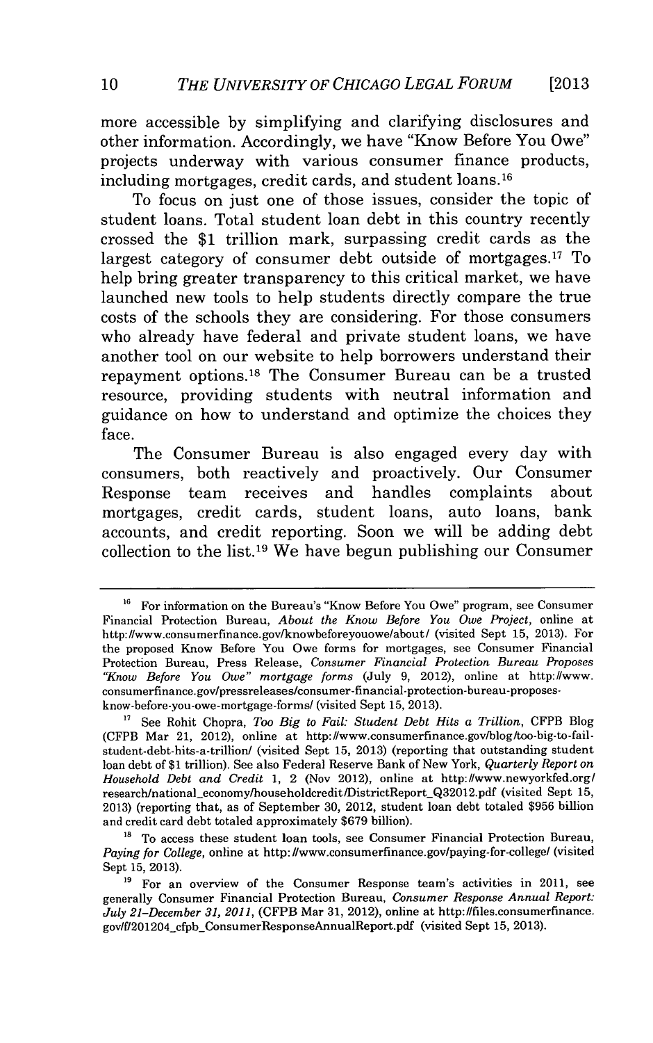more accessible by simplifying and clarifying disclosures and other information. Accordingly, we have "Know Before You Owe" projects underway with various consumer finance products, including mortgages, credit cards, and student loans.[16]

To focus on just one of those issues, consider the topic of student loans. Total student loan debt in this country recently crossed the $1 trillion mark, surpassing credit cards as the largest category of consumer debt outside of mortgages.[17] To help bring greater transparency to this critical market, we have launched new tools to help students directly compare the true costs of the schools they are considering. For those consumers who already have federal and private student loans, we have another tool on our website to help borrowers understand their repayment options.[18] The Consumer Bureau can be a trusted resource, providing students with neutral information and guidance on how to understand and optimize the choices they face.

The Consumer Bureau is also engaged every day with consumers, both reactively and proactively. Our Consumer Response team receives and handles complaints about mortgages, credit cards, student loans, auto loans, bank accounts, and credit reporting. Soon we will be adding debt collection to the list.[19] We have begun publishing our Consumer

---

[16] For information on the Bureau's "Know Before You Owe" program, see Consumer Financial Protection Bureau, *About the Know Before You Owe Project*, online at http://www.consumerfinance.gov/knowbeforeyouowe/about/ (visited Sept 15, 2013). For the proposed Know Before You Owe forms for mortgages, see Consumer Financial Protection Bureau, Press Release, *Consumer Financial Protection Bureau Proposes "Know Before You Owe" mortgage forms* (July 9, 2012), online at http://www.consumerfinance.gov/pressreleases/consumer-financial-protection-bureau-proposes-know-before-you-owe-mortgage-forms/ (visited Sept 15, 2013).

[17] See Rohit Chopra, *Too Big to Fail: Student Debt Hits a Trillion*, CFPB Blog (CFPB Mar 21, 2012), online at http://www.consumerfinance.gov/blog/too-big-to-fail-student-debt-hits-a-trillion/ (visited Sept 15, 2013) (reporting that outstanding student loan debt of $1 trillion). See also Federal Reserve Bank of New York, *Quarterly Report on Household Debt and Credit* 1, 2 (Nov 2012), online at http://www.newyorkfed.org/research/national_economy/householdcredit/DistrictReport_Q32012.pdf (visited Sept 15, 2013) (reporting that, as of September 30, 2012, student loan debt totaled $956 billion and credit card debt totaled approximately $679 billion).

[18] To access these student loan tools, see Consumer Financial Protection Bureau, *Paying for College*, online at http://www.consumerfinance.gov/paying-for-college/ (visited Sept 15, 2013).

[19] For an overview of the Consumer Response team's activities in 2011, see generally Consumer Financial Protection Bureau, *Consumer Response Annual Report: July 21–December 31, 2011*, (CFPB Mar 31, 2012), online at http://files.consumerfinance.gov/f/201204_cfpb_ConsumerResponseAnnualReport.pdf (visited Sept 15, 2013).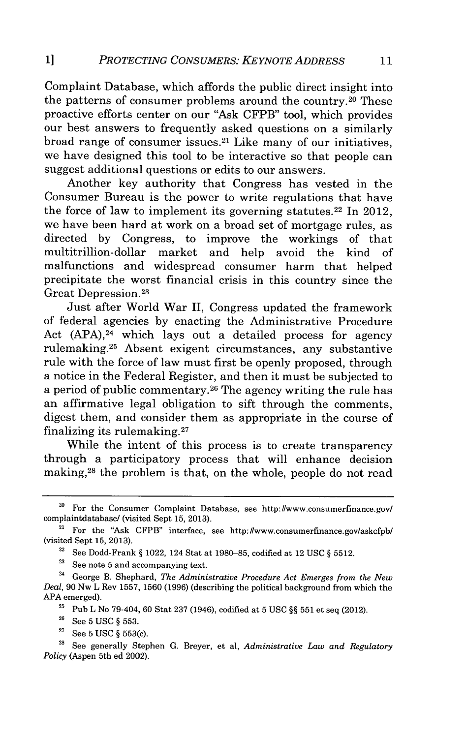Complaint Database, which affords the public direct insight into the patterns of consumer problems around the country.[20] These proactive efforts center on our "Ask CFPB" tool, which provides our best answers to frequently asked questions on a similarly broad range of consumer issues.[21] Like many of our initiatives, we have designed this tool to be interactive so that people can suggest additional questions or edits to our answers.

Another key authority that Congress has vested in the Consumer Bureau is the power to write regulations that have the force of law to implement its governing statutes.[22] In 2012, we have been hard at work on a broad set of mortgage rules, as directed by Congress, to improve the workings of that multitrillion-dollar market and help avoid the kind of malfunctions and widespread consumer harm that helped precipitate the worst financial crisis in this country since the Great Depression.[23]

Just after World War II, Congress updated the framework of federal agencies by enacting the Administrative Procedure Act (APA),[24] which lays out a detailed process for agency rulemaking.[25] Absent exigent circumstances, any substantive rule with the force of law must first be openly proposed, through a notice in the Federal Register, and then it must be subjected to a period of public commentary.[26] The agency writing the rule has an affirmative legal obligation to sift through the comments, digest them, and consider them as appropriate in the course of finalizing its rulemaking.[27]

While the intent of this process is to create transparency through a participatory process that will enhance decision making,[28] the problem is that, on the whole, people do not read

---

[20] For the Consumer Complaint Database, see http://www.consumerfinance.gov/complaintdatabase/ (visited Sept 15, 2013).

[21] For the "Ask CFPB" interface, see http://www.consumerfinance.gov/askcfpb/ (visited Sept 15, 2013).

[22] See Dodd-Frank § 1022, 124 Stat at 1980–85, codified at 12 USC § 5512.

[23] See note 5 and accompanying text.

[24] George B. Shephard, *The Administrative Procedure Act Emerges from the New Deal*, 90 Nw L Rev 1557, 1560 (1996) (describing the political background from which the APA emerged).

[25] Pub L No 79-404, 60 Stat 237 (1946), codified at 5 USC §§ 551 et seq (2012).

[26] See 5 USC § 553.

[27] See 5 USC § 553(c).

[28] See generally Stephen G. Breyer, et al, *Administrative Law and Regulatory Policy* (Aspen 5th ed 2002).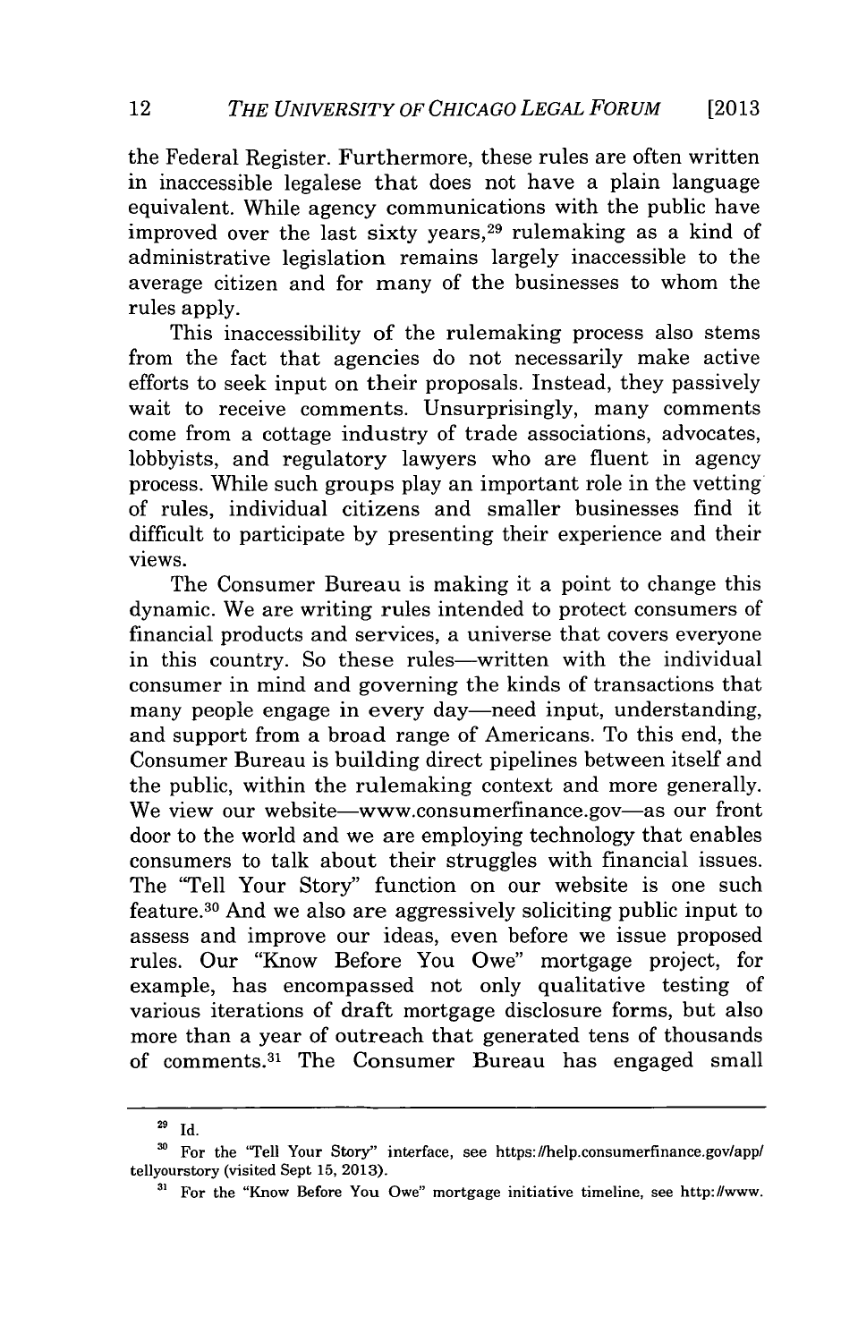the Federal Register. Furthermore, these rules are often written in inaccessible legalese that does not have a plain language equivalent. While agency communications with the public have improved over the last sixty years,[29] rulemaking as a kind of administrative legislation remains largely inaccessible to the average citizen and for many of the businesses to whom the rules apply.

This inaccessibility of the rulemaking process also stems from the fact that agencies do not necessarily make active efforts to seek input on their proposals. Instead, they passively wait to receive comments. Unsurprisingly, many comments come from a cottage industry of trade associations, advocates, lobbyists, and regulatory lawyers who are fluent in agency process. While such groups play an important role in the vetting of rules, individual citizens and smaller businesses find it difficult to participate by presenting their experience and their views.

The Consumer Bureau is making it a point to change this dynamic. We are writing rules intended to protect consumers of financial products and services, a universe that covers everyone in this country. So these rules—written with the individual consumer in mind and governing the kinds of transactions that many people engage in every day—need input, understanding, and support from a broad range of Americans. To this end, the Consumer Bureau is building direct pipelines between itself and the public, within the rulemaking context and more generally. We view our website—www.consumerfinance.gov—as our front door to the world and we are employing technology that enables consumers to talk about their struggles with financial issues. The "Tell Your Story" function on our website is one such feature.[30] And we also are aggressively soliciting public input to assess and improve our ideas, even before we issue proposed rules. Our "Know Before You Owe" mortgage project, for example, has encompassed not only qualitative testing of various iterations of draft mortgage disclosure forms, but also more than a year of outreach that generated tens of thousands of comments.[31] The Consumer Bureau has engaged small

---

[29] Id.

[30] For the "Tell Your Story" interface, see https://help.consumerfinance.gov/app/tellyourstory (visited Sept 15, 2013).

[31] For the "Know Before You Owe" mortgage initiative timeline, see http://www.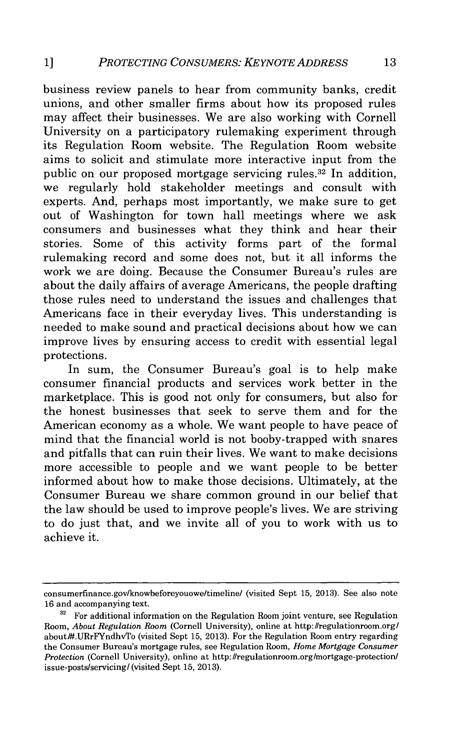business review panels to hear from community banks, credit unions, and other smaller firms about how its proposed rules may affect their businesses. We are also working with Cornell University on a participatory rulemaking experiment through its Regulation Room website. The Regulation Room website aims to solicit and stimulate more interactive input from the public on our proposed mortgage servicing rules.[32] In addition, we regularly hold stakeholder meetings and consult with experts. And, perhaps most importantly, we make sure to get out of Washington for town hall meetings where we ask consumers and businesses what they think and hear their stories. Some of this activity forms part of the formal rulemaking record and some does not, but it all informs the work we are doing. Because the Consumer Bureau's rules are about the daily affairs of average Americans, the people drafting those rules need to understand the issues and challenges that Americans face in their everyday lives. This understanding is needed to make sound and practical decisions about how we can improve lives by ensuring access to credit with essential legal protections.

In sum, the Consumer Bureau's goal is to help make consumer financial products and services work better in the marketplace. This is good not only for consumers, but also for the honest businesses that seek to serve them and for the American economy as a whole. We want people to have peace of mind that the financial world is not booby-trapped with snares and pitfalls that can ruin their lives. We want to make decisions more accessible to people and we want people to be better informed about how to make those decisions. Ultimately, at the Consumer Bureau we share common ground in our belief that the law should be used to improve people's lives. We are striving to do just that, and we invite all of you to work with us to achieve it.

---

consumerfinance.gov/knowbeforeyouowe/timeline/ (visited Sept 15, 2013). See also note 16 and accompanying text.

[32] For additional information on the Regulation Room joint venture, see Regulation Room, *About Regulation Room* (Cornell University), online at http://regulationroom.org/about/#.URrFYndhvTo (visited Sept 15, 2013). For the Regulation Room entry regarding the Consumer Bureau's mortgage rules, see Regulation Room, *Home Mortgage Consumer Protection* (Cornell University), online at http://regulationroom.org/mortgage-protection/issue-posts/servicing/ (visited Sept 15, 2013).